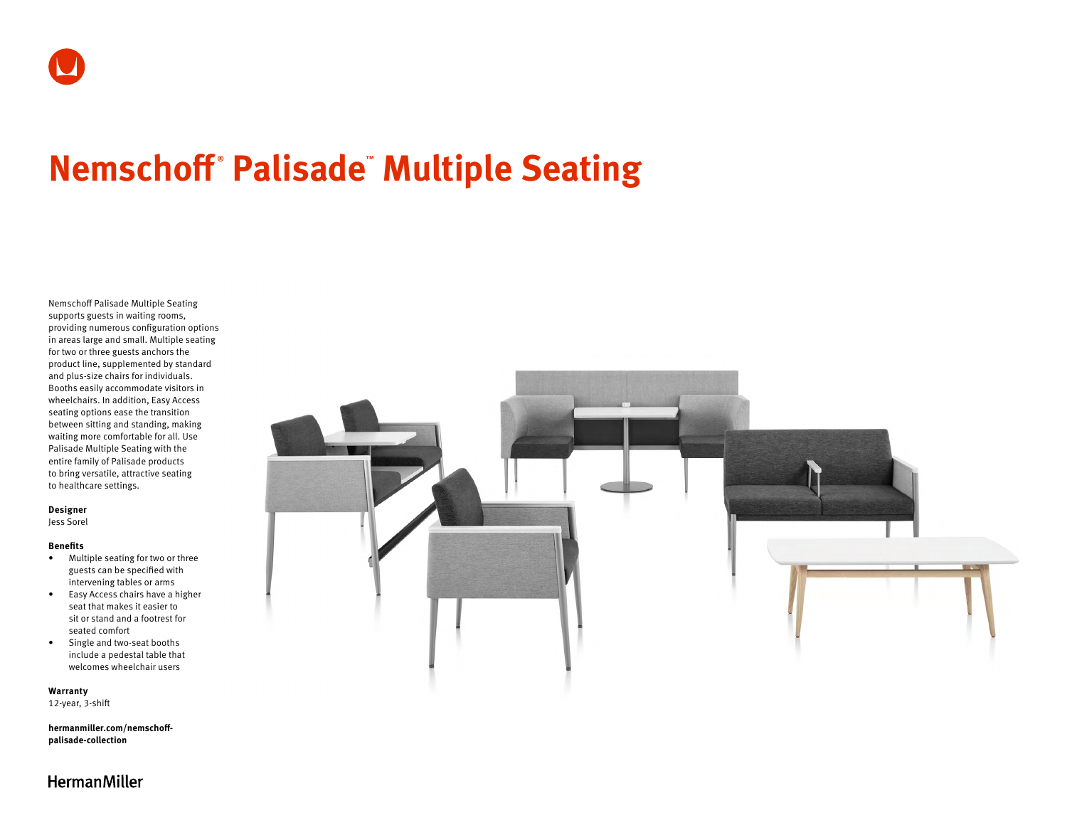# Nemschoff® Palisade™ Multiple Seating

Nemschoff Palisade Multiple Seating supports guests in waiting rooms, providing numerous configuration options in areas large and small. Multiple seating for two or three guests anchors the product line, supplemented by standard and plus-size chairs for individuals. Booths easily accommodate visitors in wheelchairs. In addition, Easy Access seating options ease the transition between sitting and standing, making waiting more comfortable for all. Use Palisade Multiple Seating with the entire family of Palisade products to bring versatile, attractive seating to healthcare settings.

**Designer**
Jess Sorel

**Benefits**

- Multiple seating for two or three guests can be specified with intervening tables or arms
- Easy Access chairs have a higher seat that makes it easier to sit or stand and a footrest for seated comfort
- Single and two-seat booths include a pedestal table that welcomes wheelchair users

**Warranty**
12-year, 3-shift

**hermanmiller.com/nemschoff-palisade-collection**

HermanMiller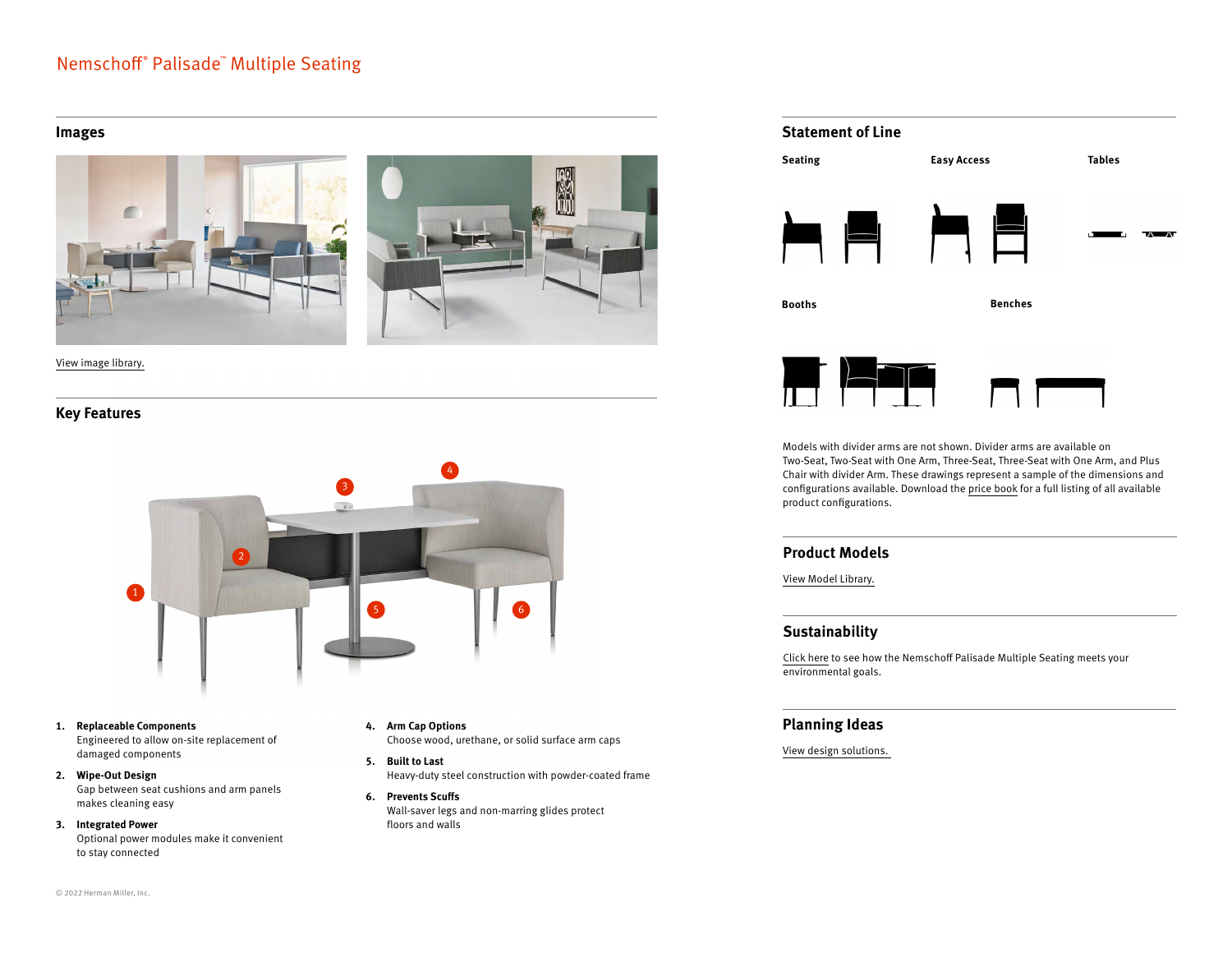# Nemschoff® Palisade™ Multiple Seating

## Images

View image library.

## Key Features

1. **Replaceable Components**
   Engineered to allow on-site replacement of damaged components
2. **Wipe-Out Design**
   Gap between seat cushions and arm panels makes cleaning easy
3. **Integrated Power**
   Optional power modules make it convenient to stay connected
4. **Arm Cap Options**
   Choose wood, urethane, or solid surface arm caps
5. **Built to Last**
   Heavy-duty steel construction with powder-coated frame
6. **Prevents Scuffs**
   Wall-saver legs and non-marring glides protect floors and walls

## Statement of Line

Seating

Easy Access

Tables

Booths

Benches

Models with divider arms are not shown. Divider arms are available on Two-Seat, Two-Seat with One Arm, Three-Seat, Three-Seat with One Arm, and Plus Chair with divider Arm. These drawings represent a sample of the dimensions and configurations available. Download the price book for a full listing of all available product configurations.

## Product Models

View Model Library.

## Sustainability

Click here to see how the Nemschoff Palisade Multiple Seating meets your environmental goals.

## Planning Ideas

View design solutions.

© 2022 Herman Miller, Inc.